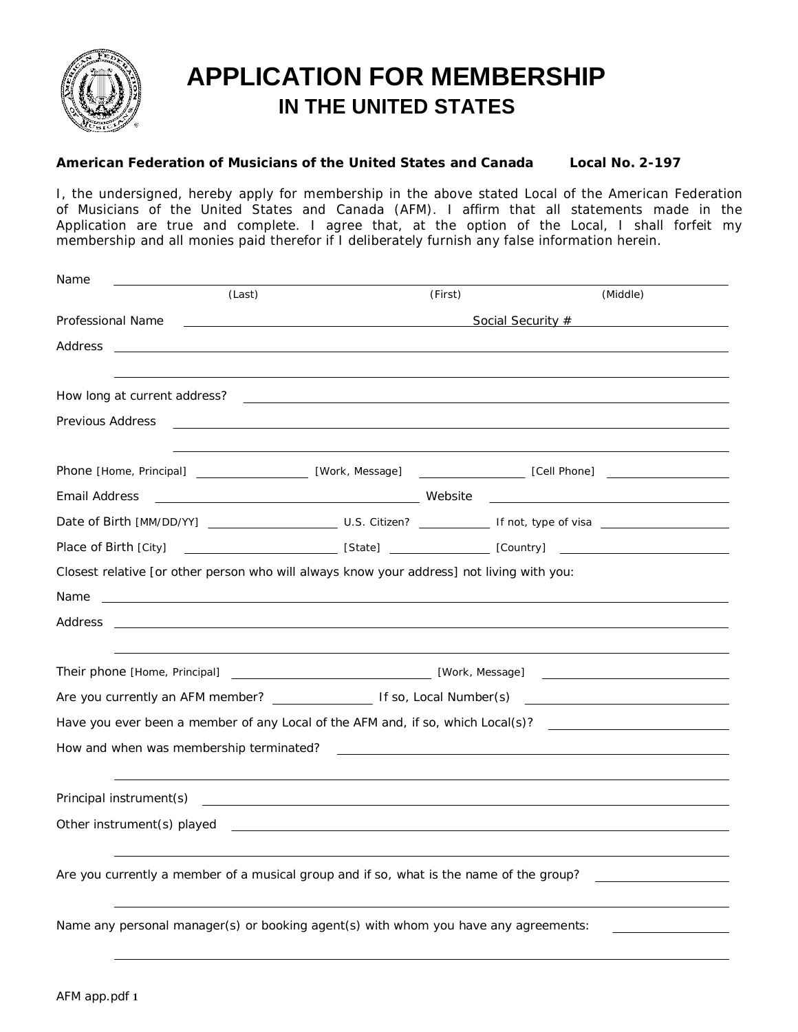# APPLICATION FOR MEMBERSHIP
## IN THE UNITED STATES

**American Federation of Musicians of the United States and Canada    Local No. 2-197**

I, the undersigned, hereby apply for membership in the above stated Local of the American Federation of Musicians of the United States and Canada (AFM). I affirm that all statements made in the Application are true and complete. I agree that, at the option of the Local, I shall forfeit my membership and all monies paid therefor if I deliberately furnish any false information herein.

Name ______________________________________________
(Last)    (First)    (Middle)

Professional Name ______________________ Social Security # ______________

Address ______________________________________________

______________________________________________

How long at current address? ______________________________

Previous Address ______________________________________________

______________________________________________

Phone [Home, Principal] ____________ [Work, Message] ____________ [Cell Phone] ____________

Email Address ______________________ Website ______________________

Date of Birth [MM/DD/YY] ____________ U.S. Citizen? ________ If not, type of visa ____________

Place of Birth [City] ____________ [State] ____________ [Country] ____________

Closest relative [or other person who will always know your address] not living with you:

Name ______________________________________________

Address ______________________________________________

______________________________________________

Their phone [Home, Principal] ______________________ [Work, Message] ______________________

Are you currently an AFM member? ________ If so, Local Number(s) ______________

Have you ever been a member of any Local of the AFM and, if so, which Local(s)? ______________

How and when was membership terminated? ______________________________

______________________________________________

Principal instrument(s) ______________________________________________

Other instrument(s) played ______________________________________________

______________________________________________

Are you currently a member of a musical group and if so, what is the name of the group? ____________

______________________________________________

Name any personal manager(s) or booking agent(s) with whom you have any agreements: ____________

______________________________________________

AFM app.pdf 1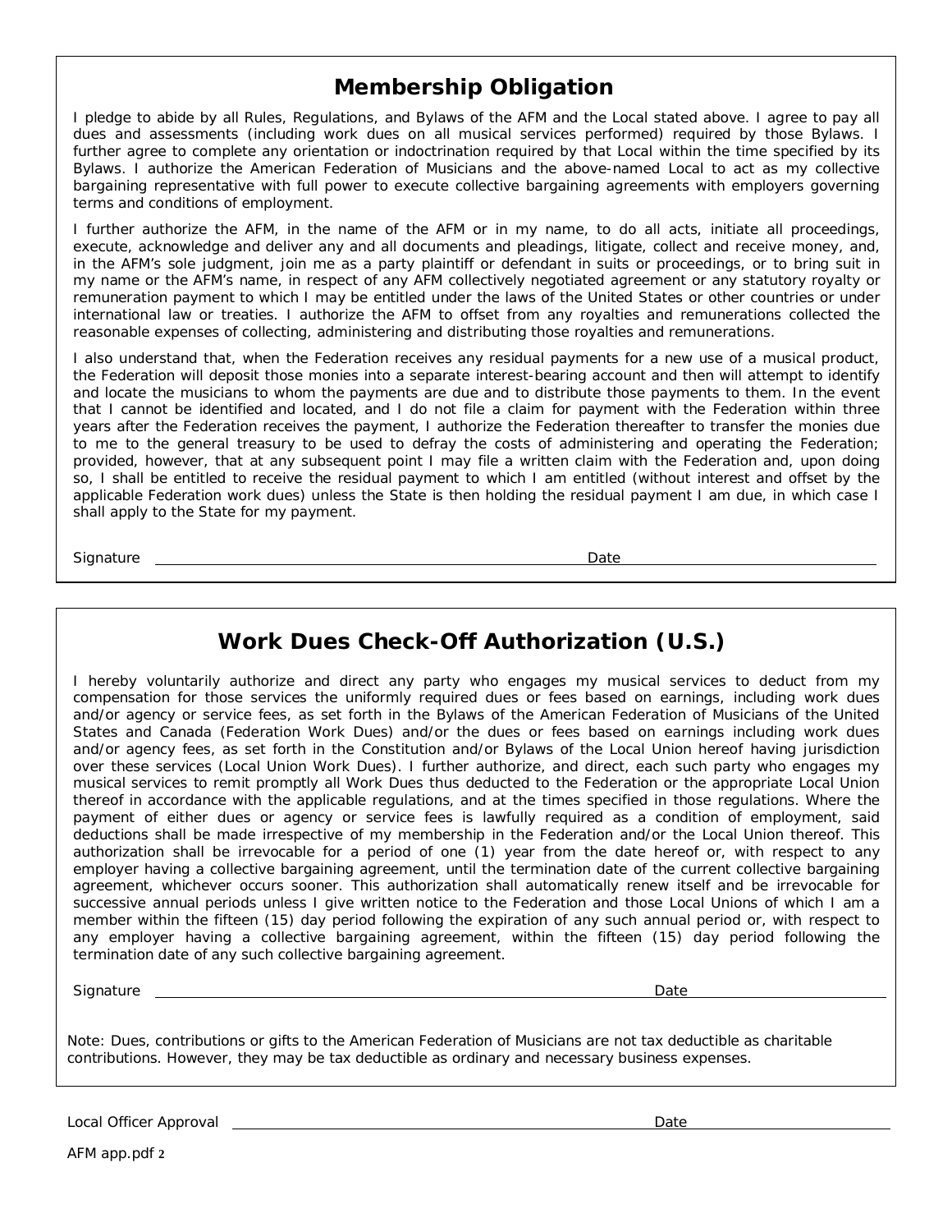## Membership Obligation

I pledge to abide by all Rules, Regulations, and Bylaws of the AFM and the Local stated above. I agree to pay all dues and assessments (including work dues on all musical services performed) required by those Bylaws. I further agree to complete any orientation or indoctrination required by that Local within the time specified by its Bylaws. I authorize the American Federation of Musicians and the above-named Local to act as my collective bargaining representative with full power to execute collective bargaining agreements with employers governing terms and conditions of employment.

I further authorize the AFM, in the name of the AFM or in my name, to do all acts, initiate all proceedings, execute, acknowledge and deliver any and all documents and pleadings, litigate, collect and receive money, and, in the AFM's sole judgment, join me as a party plaintiff or defendant in suits or proceedings, or to bring suit in my name or the AFM's name, in respect of any AFM collectively negotiated agreement or any statutory royalty or remuneration payment to which I may be entitled under the laws of the United States or other countries or under international law or treaties. I authorize the AFM to offset from any royalties and remunerations collected the reasonable expenses of collecting, administering and distributing those royalties and remunerations.

I also understand that, when the Federation receives any residual payments for a new use of a musical product, the Federation will deposit those monies into a separate interest-bearing account and then will attempt to identify and locate the musicians to whom the payments are due and to distribute those payments to them. In the event that I cannot be identified and located, and I do not file a claim for payment with the Federation within three years after the Federation receives the payment, I authorize the Federation thereafter to transfer the monies due to me to the general treasury to be used to defray the costs of administering and operating the Federation; provided, however, that at any subsequent point I may file a written claim with the Federation and, upon doing so, I shall be entitled to receive the residual payment to which I am entitled (without interest and offset by the applicable Federation work dues) unless the State is then holding the residual payment I am due, in which case I shall apply to the State for my payment.

Signature ______________________________ Date ______________________________

## Work Dues Check-Off Authorization (U.S.)

I hereby voluntarily authorize and direct any party who engages my musical services to deduct from my compensation for those services the uniformly required dues or fees based on earnings, including work dues and/or agency or service fees, as set forth in the Bylaws of the American Federation of Musicians of the United States and Canada (Federation Work Dues) and/or the dues or fees based on earnings including work dues and/or agency fees, as set forth in the Constitution and/or Bylaws of the Local Union hereof having jurisdiction over these services (Local Union Work Dues). I further authorize, and direct, each such party who engages my musical services to remit promptly all Work Dues thus deducted to the Federation or the appropriate Local Union thereof in accordance with the applicable regulations, and at the times specified in those regulations. Where the payment of either dues or agency or service fees is lawfully required as a condition of employment, said deductions shall be made irrespective of my membership in the Federation and/or the Local Union thereof. This authorization shall be irrevocable for a period of one (1) year from the date hereof or, with respect to any employer having a collective bargaining agreement, until the termination date of the current collective bargaining agreement, whichever occurs sooner. This authorization shall automatically renew itself and be irrevocable for successive annual periods unless I give written notice to the Federation and those Local Unions of which I am a member within the fifteen (15) day period following the expiration of any such annual period or, with respect to any employer having a collective bargaining agreement, within the fifteen (15) day period following the termination date of any such collective bargaining agreement.

Signature ______________________________ Date ______________________________

Note: Dues, contributions or gifts to the American Federation of Musicians are not tax deductible as charitable contributions. However, they may be tax deductible as ordinary and necessary business expenses.

Local Officer Approval ______________________________ Date ______________________________

AFM app.pdf 2